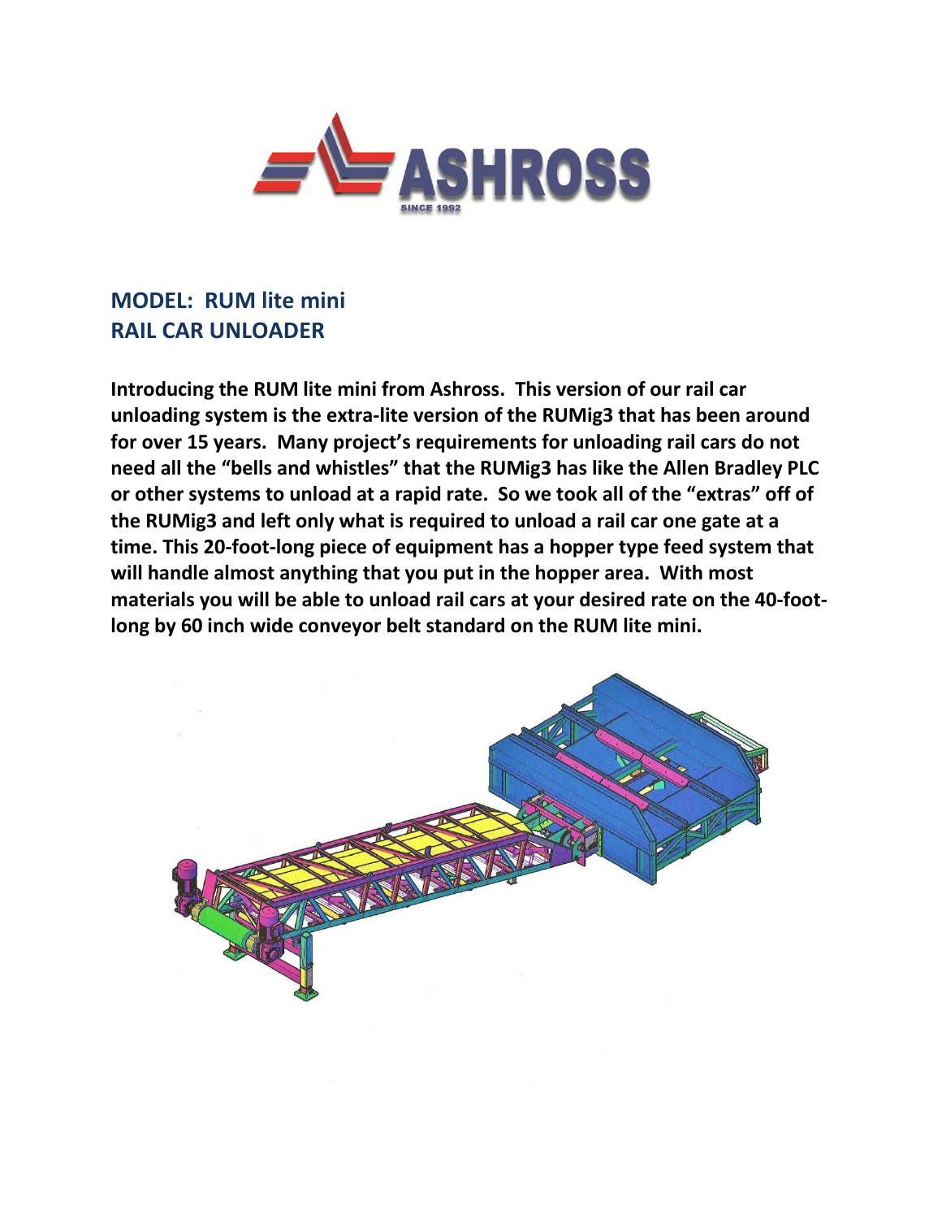## MODEL: RUM lite mini
## RAIL CAR UNLOADER

**Introducing the RUM lite mini from Ashross. This version of our rail car unloading system is the extra-lite version of the RUMig3 that has been around for over 15 years. Many project's requirements for unloading rail cars do not need all the "bells and whistles" that the RUMig3 has like the Allen Bradley PLC or other systems to unload at a rapid rate. So we took all of the "extras" off of the RUMig3 and left only what is required to unload a rail car one gate at a time. This 20-foot-long piece of equipment has a hopper type feed system that will handle almost anything that you put in the hopper area. With most materials you will be able to unload rail cars at your desired rate on the 40-foot-long by 60 inch wide conveyor belt standard on the RUM lite mini.**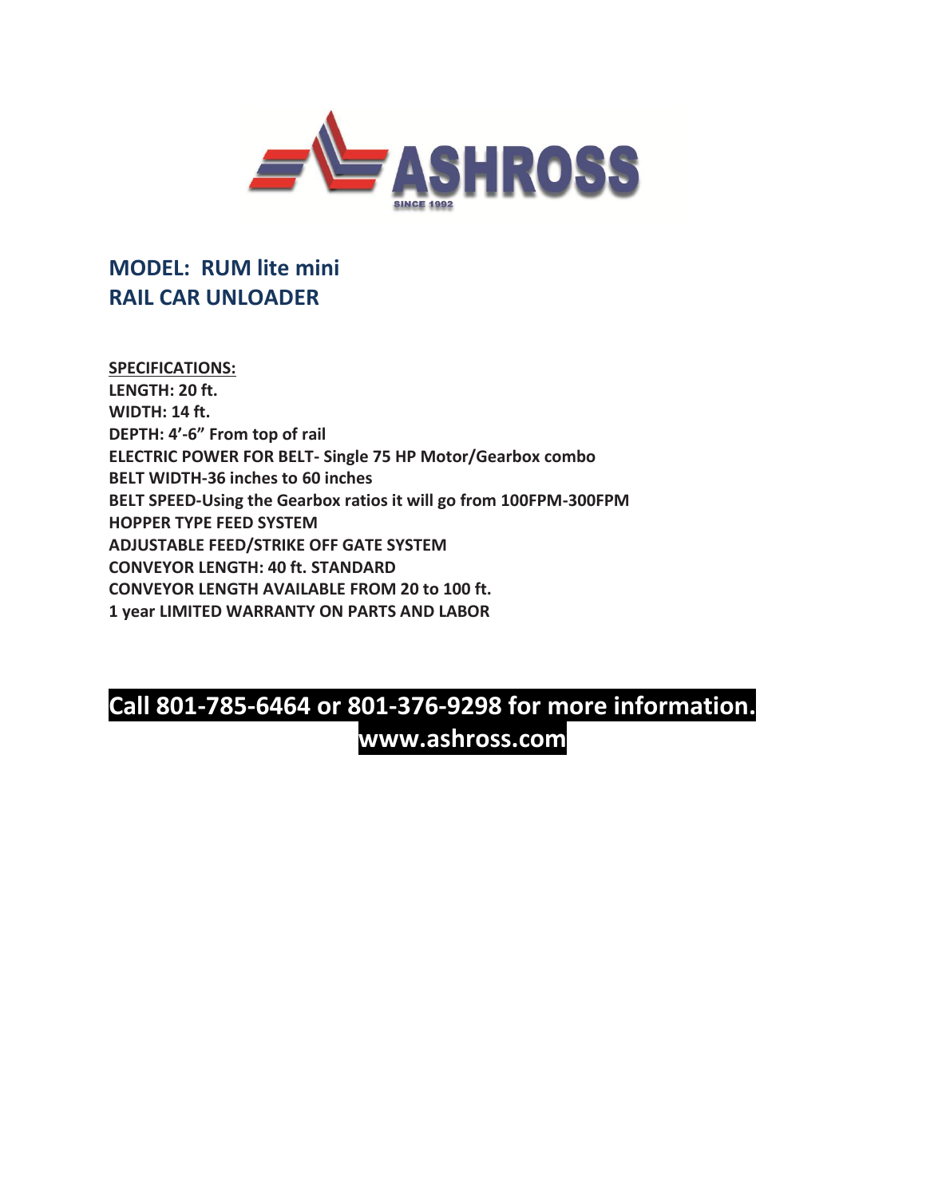ASHROSS

SINCE 1992

## MODEL: RUM lite mini
## RAIL CAR UNLOADER

**SPECIFICATIONS:**

**LENGTH: 20 ft.**
**WIDTH: 14 ft.**
**DEPTH: 4'-6" From top of rail**
**ELECTRIC POWER FOR BELT- Single 75 HP Motor/Gearbox combo**
**BELT WIDTH-36 inches to 60 inches**
**BELT SPEED-Using the Gearbox ratios it will go from 100FPM-300FPM**
**HOPPER TYPE FEED SYSTEM**
**ADJUSTABLE FEED/STRIKE OFF GATE SYSTEM**
**CONVEYOR LENGTH: 40 ft. STANDARD**
**CONVEYOR LENGTH AVAILABLE FROM 20 to 100 ft.**
**1 year LIMITED WARRANTY ON PARTS AND LABOR**

**Call 801-785-6464 or 801-376-9298 for more information.**
**www.ashross.com**